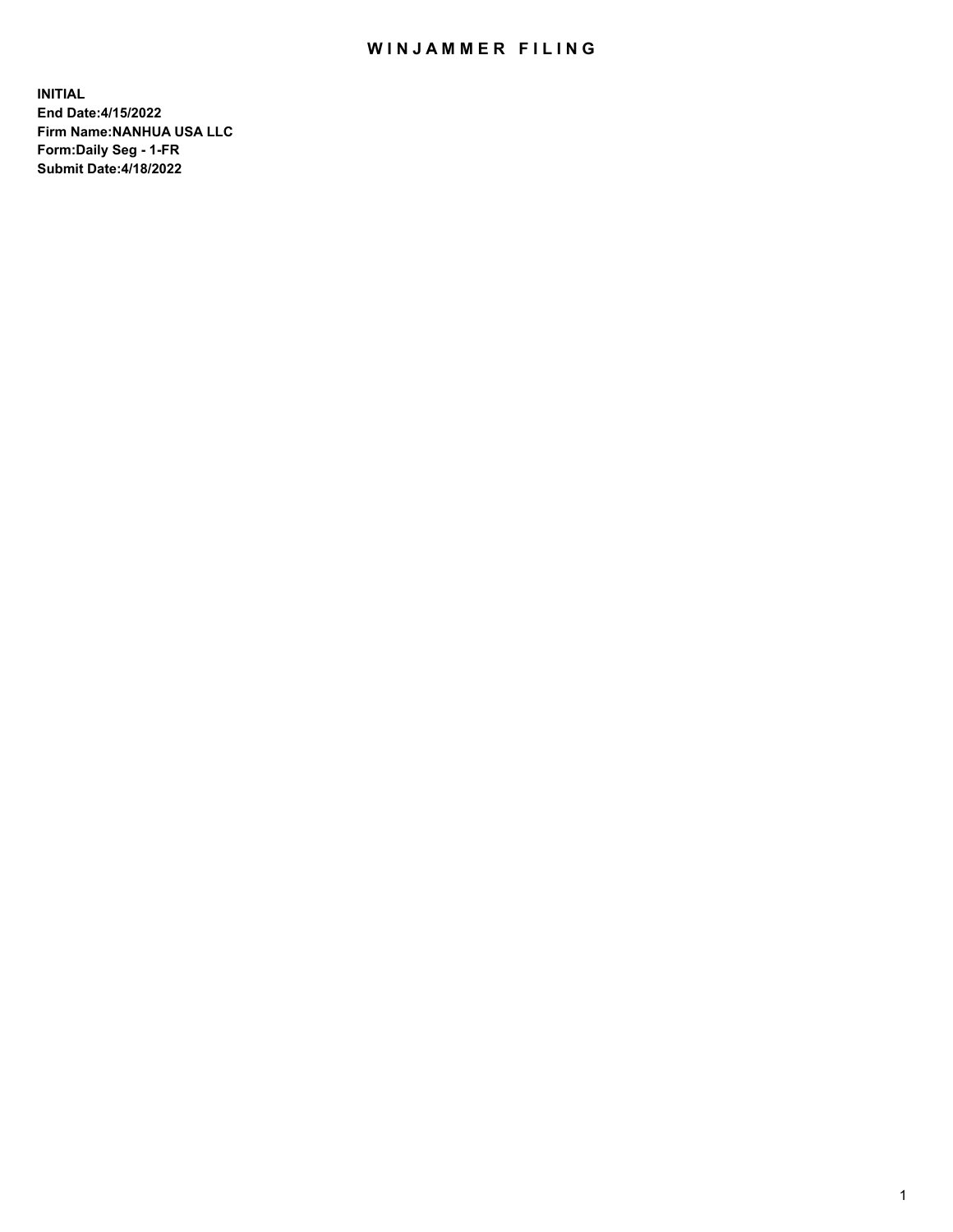# WINJAMMER FILING

**INITIAL**
**End Date:4/15/2022**
**Firm Name:NANHUA USA LLC**
**Form:Daily Seg - 1-FR**
**Submit Date:4/18/2022**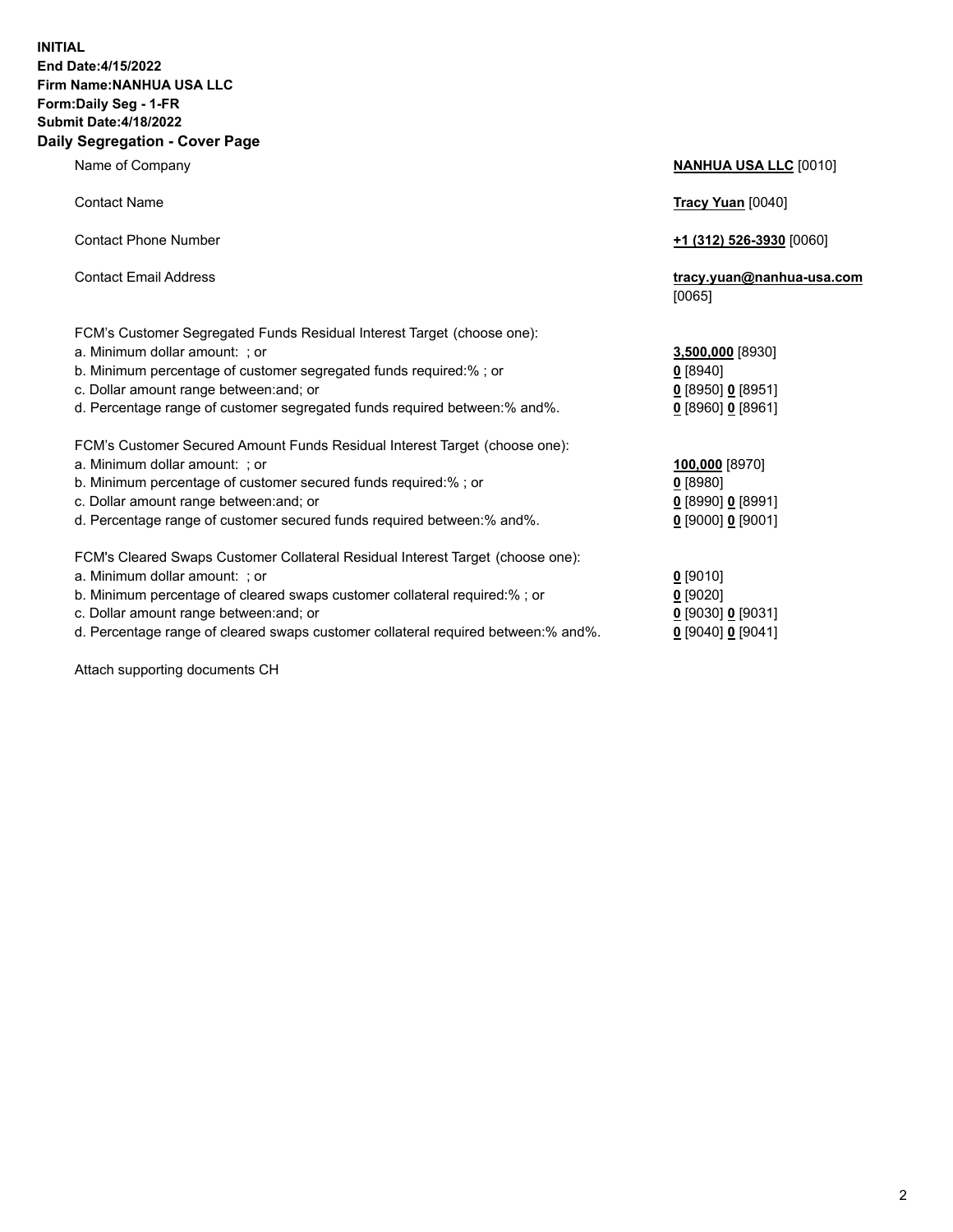**INITIAL**
**End Date:4/15/2022**
**Firm Name:NANHUA USA LLC**
**Form:Daily Seg - 1-FR**
**Submit Date:4/18/2022**

## Daily Segregation - Cover Page

| | |
|---|---|
| Name of Company | **NANHUA USA LLC** [0010] |
| Contact Name | **Tracy Yuan** [0040] |
| Contact Phone Number | **+1 (312) 526-3930** [0060] |
| Contact Email Address | **tracy.yuan@nanhua-usa.com** [0065] |

FCM's Customer Segregated Funds Residual Interest Target (choose one):

| | |
|---|---|
| a. Minimum dollar amount: ; or | **3,500,000** [8930] |
| b. Minimum percentage of customer segregated funds required:% ; or | **0** [8940] |
| c. Dollar amount range between:and; or | **0** [8950] **0** [8951] |
| d. Percentage range of customer segregated funds required between:% and%. | **0** [8960] **0** [8961] |

FCM's Customer Secured Amount Funds Residual Interest Target (choose one):

| | |
|---|---|
| a. Minimum dollar amount: ; or | **100,000** [8970] |
| b. Minimum percentage of customer secured funds required:% ; or | **0** [8980] |
| c. Dollar amount range between:and; or | **0** [8990] **0** [8991] |
| d. Percentage range of customer secured funds required between:% and%. | **0** [9000] **0** [9001] |

FCM's Cleared Swaps Customer Collateral Residual Interest Target (choose one):

| | |
|---|---|
| a. Minimum dollar amount: ; or | **0** [9010] |
| b. Minimum percentage of cleared swaps customer collateral required:% ; or | **0** [9020] |
| c. Dollar amount range between:and; or | **0** [9030] **0** [9031] |
| d. Percentage range of cleared swaps customer collateral required between:% and%. | **0** [9040] **0** [9041] |

Attach supporting documents CH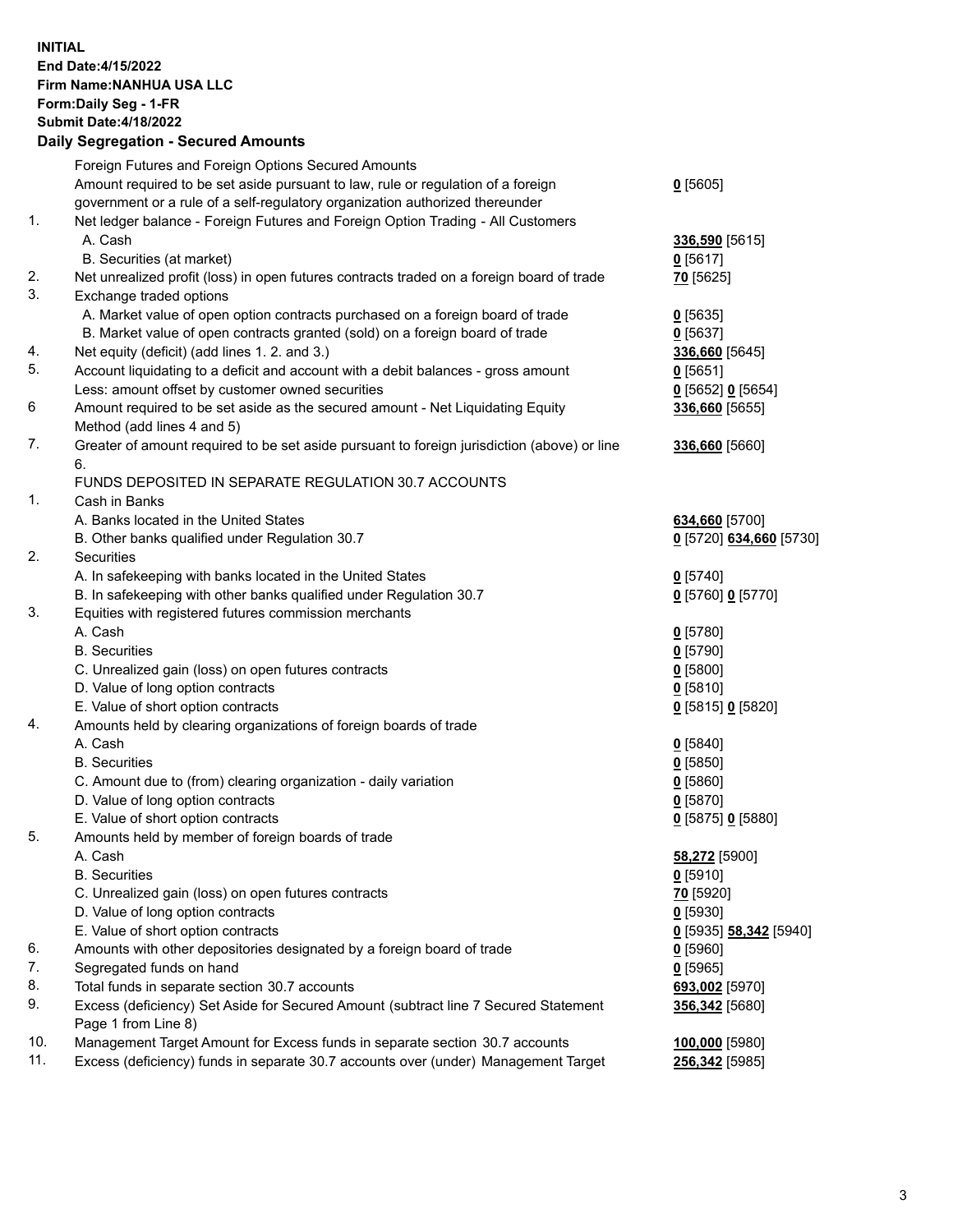**INITIAL**
**End Date:4/15/2022**
**Firm Name:NANHUA USA LLC**
**Form:Daily Seg - 1-FR**
**Submit Date:4/18/2022**

## Daily Segregation - Secured Amounts

| | | |
|---|---|---|
| | Foreign Futures and Foreign Options Secured Amounts | |
| | Amount required to be set aside pursuant to law, rule or regulation of a foreign government or a rule of a self-regulatory organization authorized thereunder | **0** [5605] |
| 1. | Net ledger balance - Foreign Futures and Foreign Option Trading - All Customers | |
| | A. Cash | **336,590** [5615] |
| | B. Securities (at market) | **0** [5617] |
| 2. | Net unrealized profit (loss) in open futures contracts traded on a foreign board of trade | **70** [5625] |
| 3. | Exchange traded options | |
| | A. Market value of open option contracts purchased on a foreign board of trade | **0** [5635] |
| | B. Market value of open contracts granted (sold) on a foreign board of trade | **0** [5637] |
| 4. | Net equity (deficit) (add lines 1. 2. and 3.) | **336,660** [5645] |
| 5. | Account liquidating to a deficit and account with a debit balances - gross amount | **0** [5651] |
| | Less: amount offset by customer owned securities | **0** [5652] **0** [5654] |
| 6 | Amount required to be set aside as the secured amount - Net Liquidating Equity Method (add lines 4 and 5) | **336,660** [5655] |
| 7. | Greater of amount required to be set aside pursuant to foreign jurisdiction (above) or line 6. | **336,660** [5660] |
| | FUNDS DEPOSITED IN SEPARATE REGULATION 30.7 ACCOUNTS | |
| 1. | Cash in Banks | |
| | A. Banks located in the United States | **634,660** [5700] |
| | B. Other banks qualified under Regulation 30.7 | **0** [5720] **634,660** [5730] |
| 2. | Securities | |
| | A. In safekeeping with banks located in the United States | **0** [5740] |
| | B. In safekeeping with other banks qualified under Regulation 30.7 | **0** [5760] **0** [5770] |
| 3. | Equities with registered futures commission merchants | |
| | A. Cash | **0** [5780] |
| | B. Securities | **0** [5790] |
| | C. Unrealized gain (loss) on open futures contracts | **0** [5800] |
| | D. Value of long option contracts | **0** [5810] |
| | E. Value of short option contracts | **0** [5815] **0** [5820] |
| 4. | Amounts held by clearing organizations of foreign boards of trade | |
| | A. Cash | **0** [5840] |
| | B. Securities | **0** [5850] |
| | C. Amount due to (from) clearing organization - daily variation | **0** [5860] |
| | D. Value of long option contracts | **0** [5870] |
| | E. Value of short option contracts | **0** [5875] **0** [5880] |
| 5. | Amounts held by member of foreign boards of trade | |
| | A. Cash | **58,272** [5900] |
| | B. Securities | **0** [5910] |
| | C. Unrealized gain (loss) on open futures contracts | **70** [5920] |
| | D. Value of long option contracts | **0** [5930] |
| | E. Value of short option contracts | **0** [5935] **58,342** [5940] |
| 6. | Amounts with other depositories designated by a foreign board of trade | **0** [5960] |
| 7. | Segregated funds on hand | **0** [5965] |
| 8. | Total funds in separate section 30.7 accounts | **693,002** [5970] |
| 9. | Excess (deficiency) Set Aside for Secured Amount (subtract line 7 Secured Statement Page 1 from Line 8) | **356,342** [5680] |
| 10. | Management Target Amount for Excess funds in separate section 30.7 accounts | **100,000** [5980] |
| 11. | Excess (deficiency) funds in separate 30.7 accounts over (under) Management Target | **256,342** [5985] |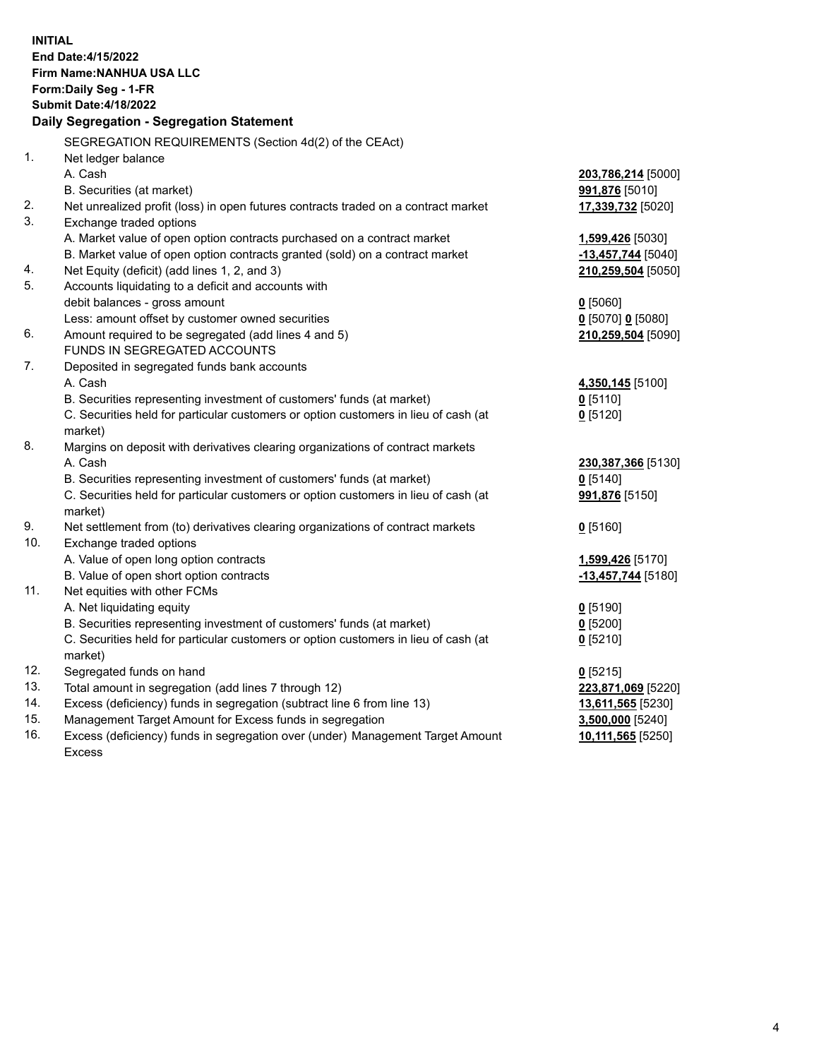**INITIAL**
**End Date:4/15/2022**
**Firm Name:NANHUA USA LLC**
**Form:Daily Seg - 1-FR**
**Submit Date:4/18/2022**

**Daily Segregation - Segregation Statement**

SEGREGATION REQUIREMENTS (Section 4d(2) of the CEAct)

| | | |
|---|---|---|
| 1. | Net ledger balance | |
| | A. Cash | **203,786,214** [5000] |
| | B. Securities (at market) | **991,876** [5010] |
| 2. | Net unrealized profit (loss) in open futures contracts traded on a contract market | **17,339,732** [5020] |
| 3. | Exchange traded options | |
| | A. Market value of open option contracts purchased on a contract market | **1,599,426** [5030] |
| | B. Market value of open option contracts granted (sold) on a contract market | **-13,457,744** [5040] |
| 4. | Net Equity (deficit) (add lines 1, 2, and 3) | **210,259,504** [5050] |
| 5. | Accounts liquidating to a deficit and accounts with debit balances - gross amount | **0** [5060] |
| | Less: amount offset by customer owned securities | **0** [5070] **0** [5080] |
| 6. | Amount required to be segregated (add lines 4 and 5) | **210,259,504** [5090] |
| | FUNDS IN SEGREGATED ACCOUNTS | |
| 7. | Deposited in segregated funds bank accounts | |
| | A. Cash | **4,350,145** [5100] |
| | B. Securities representing investment of customers' funds (at market) | **0** [5110] |
| | C. Securities held for particular customers or option customers in lieu of cash (at market) | **0** [5120] |
| 8. | Margins on deposit with derivatives clearing organizations of contract markets | |
| | A. Cash | **230,387,366** [5130] |
| | B. Securities representing investment of customers' funds (at market) | **0** [5140] |
| | C. Securities held for particular customers or option customers in lieu of cash (at market) | **991,876** [5150] |
| 9. | Net settlement from (to) derivatives clearing organizations of contract markets | **0** [5160] |
| 10. | Exchange traded options | |
| | A. Value of open long option contracts | **1,599,426** [5170] |
| | B. Value of open short option contracts | **-13,457,744** [5180] |
| 11. | Net equities with other FCMs | |
| | A. Net liquidating equity | **0** [5190] |
| | B. Securities representing investment of customers' funds (at market) | **0** [5200] |
| | C. Securities held for particular customers or option customers in lieu of cash (at market) | **0** [5210] |
| 12. | Segregated funds on hand | **0** [5215] |
| 13. | Total amount in segregation (add lines 7 through 12) | **223,871,069** [5220] |
| 14. | Excess (deficiency) funds in segregation (subtract line 6 from line 13) | **13,611,565** [5230] |
| 15. | Management Target Amount for Excess funds in segregation | **3,500,000** [5240] |
| 16. | Excess (deficiency) funds in segregation over (under) Management Target Amount Excess | **10,111,565** [5250] |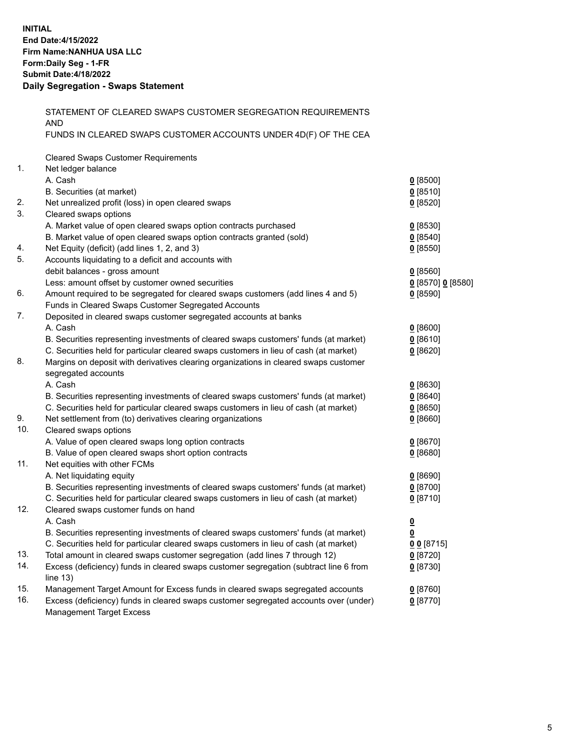**INITIAL**
**End Date:4/15/2022**
**Firm Name:NANHUA USA LLC**
**Form:Daily Seg - 1-FR**
**Submit Date:4/18/2022**
**Daily Segregation - Swaps Statement**

STATEMENT OF CLEARED SWAPS CUSTOMER SEGREGATION REQUIREMENTS AND FUNDS IN CLEARED SWAPS CUSTOMER ACCOUNTS UNDER 4D(F) OF THE CEA

| | | |
|---|---|---|
| | Cleared Swaps Customer Requirements | |
| 1. | Net ledger balance | |
| | A. Cash | 0 [8500] |
| | B. Securities (at market) | 0 [8510] |
| 2. | Net unrealized profit (loss) in open cleared swaps | 0 [8520] |
| 3. | Cleared swaps options | |
| | A. Market value of open cleared swaps option contracts purchased | 0 [8530] |
| | B. Market value of open cleared swaps option contracts granted (sold) | 0 [8540] |
| 4. | Net Equity (deficit) (add lines 1, 2, and 3) | 0 [8550] |
| 5. | Accounts liquidating to a deficit and accounts with debit balances - gross amount | 0 [8560] |
| | Less: amount offset by customer owned securities | 0 [8570] 0 [8580] |
| 6. | Amount required to be segregated for cleared swaps customers (add lines 4 and 5) | 0 [8590] |
| | Funds in Cleared Swaps Customer Segregated Accounts | |
| 7. | Deposited in cleared swaps customer segregated accounts at banks | |
| | A. Cash | 0 [8600] |
| | B. Securities representing investments of cleared swaps customers' funds (at market) | 0 [8610] |
| | C. Securities held for particular cleared swaps customers in lieu of cash (at market) | 0 [8620] |
| 8. | Margins on deposit with derivatives clearing organizations in cleared swaps customer segregated accounts | |
| | A. Cash | 0 [8630] |
| | B. Securities representing investments of cleared swaps customers' funds (at market) | 0 [8640] |
| | C. Securities held for particular cleared swaps customers in lieu of cash (at market) | 0 [8650] |
| 9. | Net settlement from (to) derivatives clearing organizations | 0 [8660] |
| 10. | Cleared swaps options | |
| | A. Value of open cleared swaps long option contracts | 0 [8670] |
| | B. Value of open cleared swaps short option contracts | 0 [8680] |
| 11. | Net equities with other FCMs | |
| | A. Net liquidating equity | 0 [8690] |
| | B. Securities representing investments of cleared swaps customers' funds (at market) | 0 [8700] |
| | C. Securities held for particular cleared swaps customers in lieu of cash (at market) | 0 [8710] |
| 12. | Cleared swaps customer funds on hand | |
| | A. Cash | 0 |
| | B. Securities representing investments of cleared swaps customers' funds (at market) | 0 |
| | C. Securities held for particular cleared swaps customers in lieu of cash (at market) | 0 0 [8715] |
| 13. | Total amount in cleared swaps customer segregation (add lines 7 through 12) | 0 [8720] |
| 14. | Excess (deficiency) funds in cleared swaps customer segregation (subtract line 6 from line 13) | 0 [8730] |
| 15. | Management Target Amount for Excess funds in cleared swaps segregated accounts | 0 [8760] |
| 16. | Excess (deficiency) funds in cleared swaps customer segregated accounts over (under) Management Target Excess | 0 [8770] |